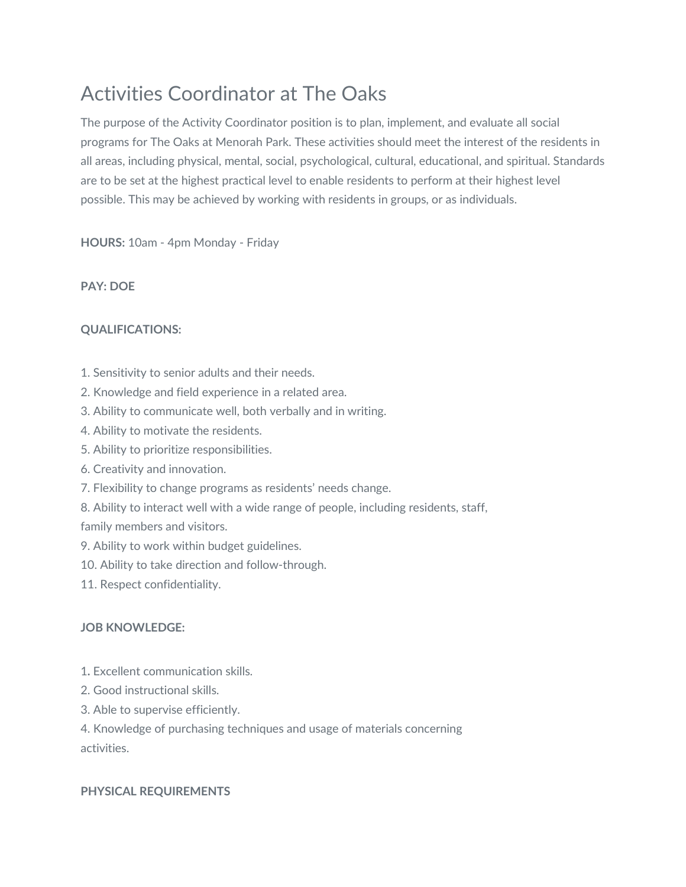# Activities Coordinator at The Oaks

The purpose of the Activity Coordinator position is to plan, implement, and evaluate all social programs for The Oaks at Menorah Park. These activities should meet the interest of the residents in all areas, including physical, mental, social, psychological, cultural, educational, and spiritual. Standards are to be set at the highest practical level to enable residents to perform at their highest level possible. This may be achieved by working with residents in groups, or as individuals.

**HOURS:** 10am - 4pm Monday - Friday

**PAY: DOE**

**QUALIFICATIONS:**

1. Sensitivity to senior adults and their needs.
2. Knowledge and field experience in a related area.
3. Ability to communicate well, both verbally and in writing.
4. Ability to motivate the residents.
5. Ability to prioritize responsibilities.
6. Creativity and innovation.
7. Flexibility to change programs as residents' needs change.
8. Ability to interact well with a wide range of people, including residents, staff, family members and visitors.
9. Ability to work within budget guidelines.
10. Ability to take direction and follow-through.
11. Respect confidentiality.

**JOB KNOWLEDGE:**

1. Excellent communication skills.
2. Good instructional skills.
3. Able to supervise efficiently.
4. Knowledge of purchasing techniques and usage of materials concerning activities.

**PHYSICAL REQUIREMENTS**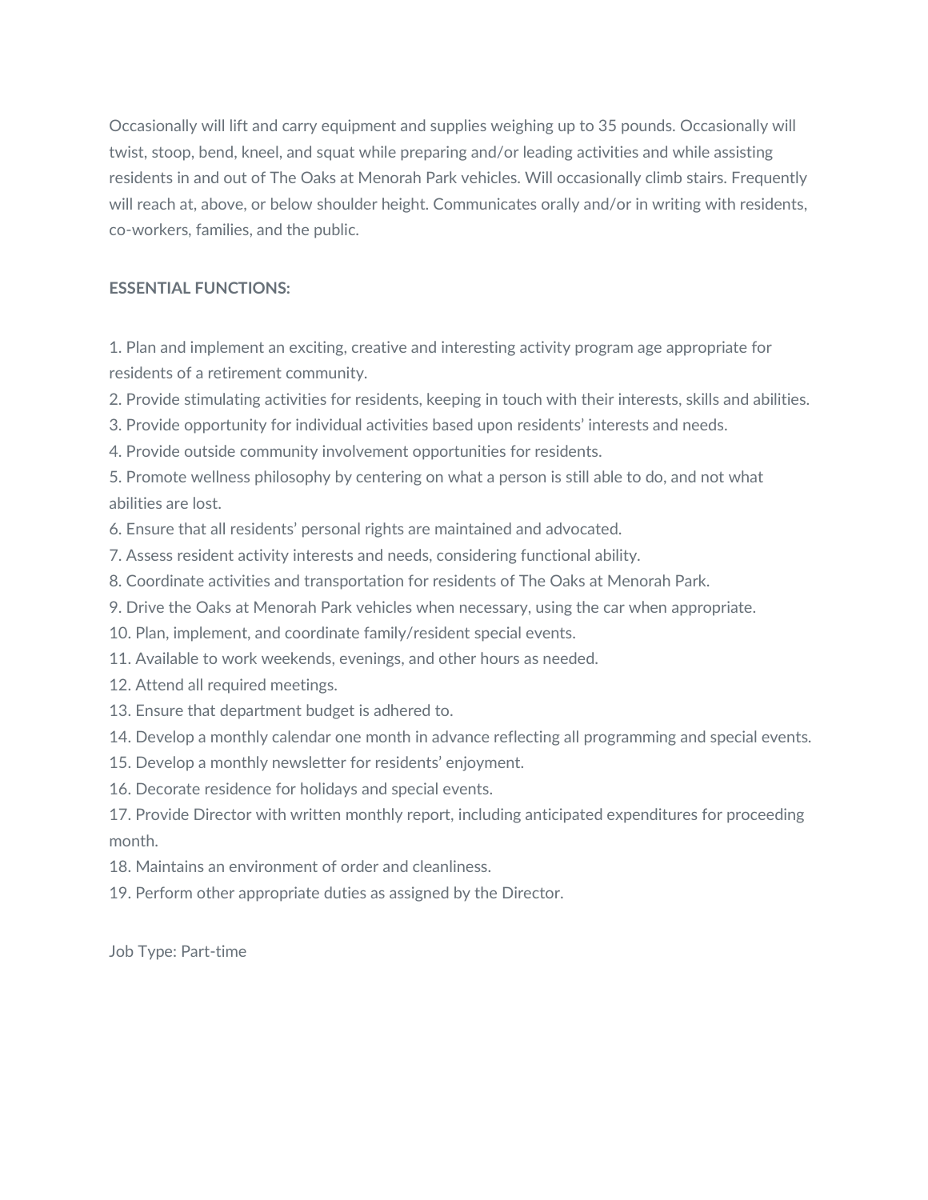Occasionally will lift and carry equipment and supplies weighing up to 35 pounds. Occasionally will twist, stoop, bend, kneel, and squat while preparing and/or leading activities and while assisting residents in and out of The Oaks at Menorah Park vehicles. Will occasionally climb stairs. Frequently will reach at, above, or below shoulder height. Communicates orally and/or in writing with residents, co-workers, families, and the public.

**ESSENTIAL FUNCTIONS:**

1. Plan and implement an exciting, creative and interesting activity program age appropriate for residents of a retirement community.
2. Provide stimulating activities for residents, keeping in touch with their interests, skills and abilities.
3. Provide opportunity for individual activities based upon residents' interests and needs.
4. Provide outside community involvement opportunities for residents.
5. Promote wellness philosophy by centering on what a person is still able to do, and not what abilities are lost.
6. Ensure that all residents' personal rights are maintained and advocated.
7. Assess resident activity interests and needs, considering functional ability.
8. Coordinate activities and transportation for residents of The Oaks at Menorah Park.
9. Drive the Oaks at Menorah Park vehicles when necessary, using the car when appropriate.
10. Plan, implement, and coordinate family/resident special events.
11. Available to work weekends, evenings, and other hours as needed.
12. Attend all required meetings.
13. Ensure that department budget is adhered to.
14. Develop a monthly calendar one month in advance reflecting all programming and special events.
15. Develop a monthly newsletter for residents' enjoyment.
16. Decorate residence for holidays and special events.
17. Provide Director with written monthly report, including anticipated expenditures for proceeding month.
18. Maintains an environment of order and cleanliness.
19. Perform other appropriate duties as assigned by the Director.

Job Type: Part-time